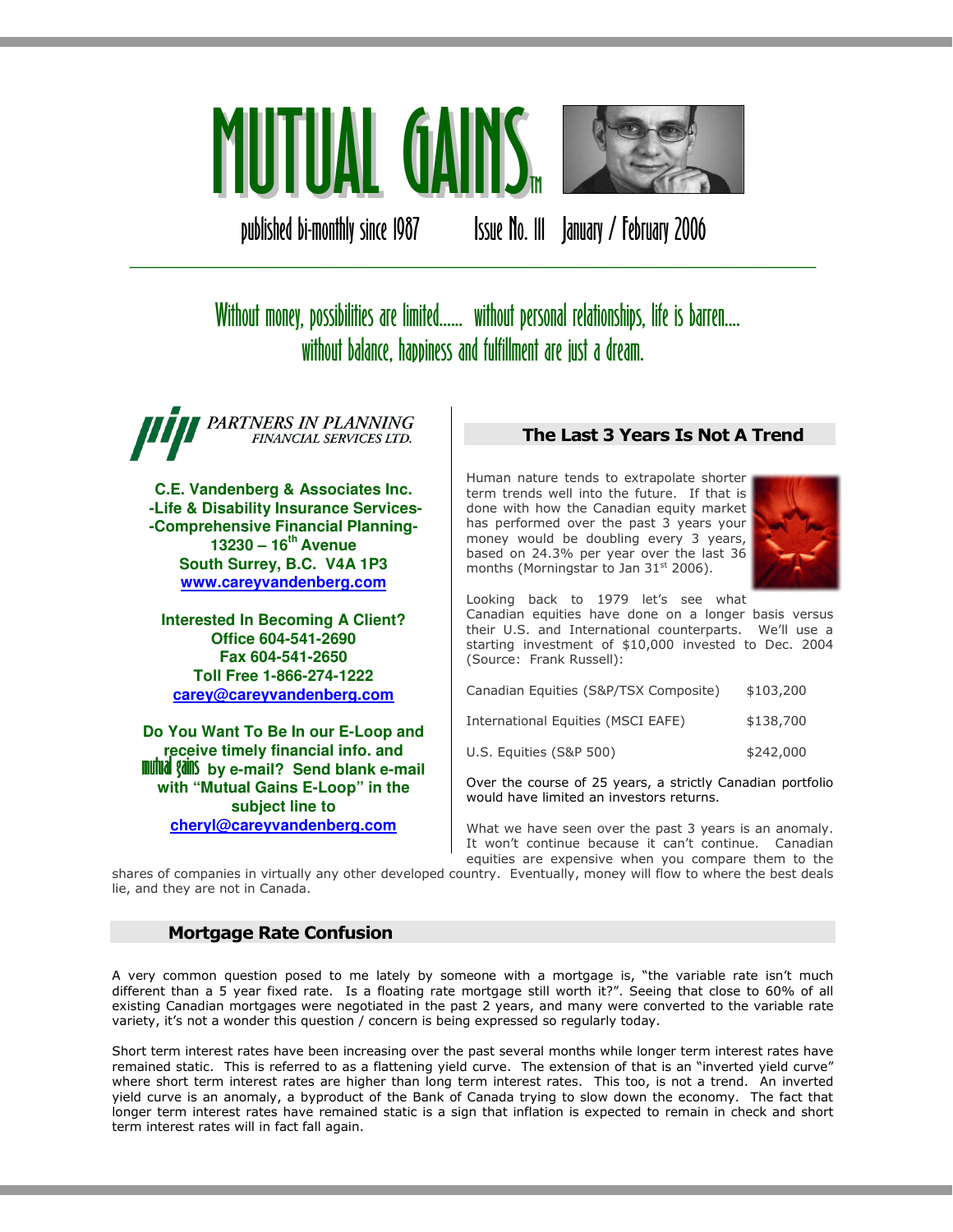# MUTUAL GAINS™

published bi-monthly since 1987 Issue No. 111 January / February 2006

Without money, possibilities are limited...... without personal relationships, life is barren.... without balance, happiness and fulfillment are just a dream.

PARTNERS IN PLANNING FINANCIAL SERVICES LTD.

**C.E. Vandenberg & Associates Inc.**
**-Life & Disability Insurance Services-**
**-Comprehensive Financial Planning-**
**13230 – 16th Avenue**
**South Surrey, B.C. V4A 1P3**
**www.careyvandenberg.com**

**Interested In Becoming A Client?**
**Office 604-541-2690**
**Fax 604-541-2650**
**Toll Free 1-866-274-1222**
**carey@careyvandenberg.com**

**Do You Want To Be In our E-Loop and receive timely financial info. and mutual gains by e-mail? Send blank e-mail with "Mutual Gains E-Loop" in the subject line to cheryl@careyvandenberg.com**

## The Last 3 Years Is Not A Trend

Human nature tends to extrapolate shorter term trends well into the future. If that is done with how the Canadian equity market has performed over the past 3 years your money would be doubling every 3 years, based on 24.3% per year over the last 36 months (Morningstar to Jan 31st 2006).

Looking back to 1979 let's see what Canadian equities have done on a longer basis versus their U.S. and International counterparts. We'll use a starting investment of $10,000 invested to Dec. 2004 (Source: Frank Russell):

| | |
|---|---|
| Canadian Equities (S&P/TSX Composite) | $103,200 |
| International Equities (MSCI EAFE) | $138,700 |
| U.S. Equities (S&P 500) | $242,000 |

Over the course of 25 years, a strictly Canadian portfolio would have limited an investors returns.

What we have seen over the past 3 years is an anomaly. It won't continue because it can't continue. Canadian equities are expensive when you compare them to the shares of companies in virtually any other developed country. Eventually, money will flow to where the best deals lie, and they are not in Canada.

## Mortgage Rate Confusion

A very common question posed to me lately by someone with a mortgage is, "the variable rate isn't much different than a 5 year fixed rate. Is a floating rate mortgage still worth it?". Seeing that close to 60% of all existing Canadian mortgages were negotiated in the past 2 years, and many were converted to the variable rate variety, it's not a wonder this question / concern is being expressed so regularly today.

Short term interest rates have been increasing over the past several months while longer term interest rates have remained static. This is referred to as a flattening yield curve. The extension of that is an "inverted yield curve" where short term interest rates are higher than long term interest rates. This too, is not a trend. An inverted yield curve is an anomaly, a byproduct of the Bank of Canada trying to slow down the economy. The fact that longer term interest rates have remained static is a sign that inflation is expected to remain in check and short term interest rates will in fact fall again.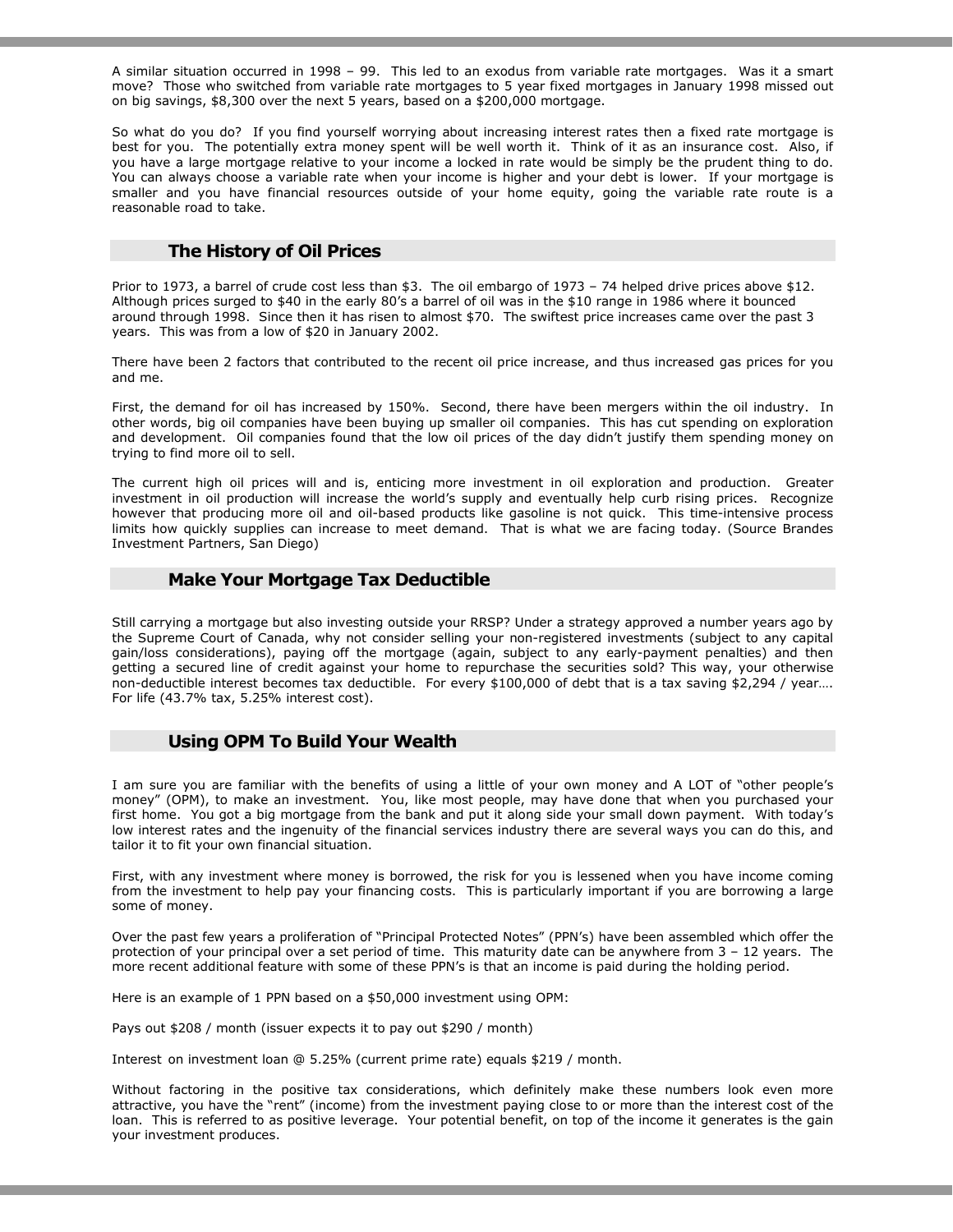A similar situation occurred in 1998 – 99. This led to an exodus from variable rate mortgages. Was it a smart move? Those who switched from variable rate mortgages to 5 year fixed mortgages in January 1998 missed out on big savings, $8,300 over the next 5 years, based on a $200,000 mortgage.

So what do you do? If you find yourself worrying about increasing interest rates then a fixed rate mortgage is best for you. The potentially extra money spent will be well worth it. Think of it as an insurance cost. Also, if you have a large mortgage relative to your income a locked in rate would be simply be the prudent thing to do. You can always choose a variable rate when your income is higher and your debt is lower. If your mortgage is smaller and you have financial resources outside of your home equity, going the variable rate route is a reasonable road to take.

## The History of Oil Prices

Prior to 1973, a barrel of crude cost less than $3. The oil embargo of 1973 – 74 helped drive prices above $12. Although prices surged to $40 in the early 80's a barrel of oil was in the $10 range in 1986 where it bounced around through 1998. Since then it has risen to almost $70. The swiftest price increases came over the past 3 years. This was from a low of $20 in January 2002.

There have been 2 factors that contributed to the recent oil price increase, and thus increased gas prices for you and me.

First, the demand for oil has increased by 150%. Second, there have been mergers within the oil industry. In other words, big oil companies have been buying up smaller oil companies. This has cut spending on exploration and development. Oil companies found that the low oil prices of the day didn't justify them spending money on trying to find more oil to sell.

The current high oil prices will and is, enticing more investment in oil exploration and production. Greater investment in oil production will increase the world's supply and eventually help curb rising prices. Recognize however that producing more oil and oil-based products like gasoline is not quick. This time-intensive process limits how quickly supplies can increase to meet demand. That is what we are facing today. (Source Brandes Investment Partners, San Diego)

## Make Your Mortgage Tax Deductible

Still carrying a mortgage but also investing outside your RRSP? Under a strategy approved a number years ago by the Supreme Court of Canada, why not consider selling your non-registered investments (subject to any capital gain/loss considerations), paying off the mortgage (again, subject to any early-payment penalties) and then getting a secured line of credit against your home to repurchase the securities sold? This way, your otherwise non-deductible interest becomes tax deductible. For every $100,000 of debt that is a tax saving $2,294 / year…. For life (43.7% tax, 5.25% interest cost).

## Using OPM To Build Your Wealth

I am sure you are familiar with the benefits of using a little of your own money and A LOT of "other people's money" (OPM), to make an investment. You, like most people, may have done that when you purchased your first home. You got a big mortgage from the bank and put it along side your small down payment. With today's low interest rates and the ingenuity of the financial services industry there are several ways you can do this, and tailor it to fit your own financial situation.

First, with any investment where money is borrowed, the risk for you is lessened when you have income coming from the investment to help pay your financing costs. This is particularly important if you are borrowing a large some of money.

Over the past few years a proliferation of "Principal Protected Notes" (PPN's) have been assembled which offer the protection of your principal over a set period of time. This maturity date can be anywhere from 3 – 12 years. The more recent additional feature with some of these PPN's is that an income is paid during the holding period.

Here is an example of 1 PPN based on a $50,000 investment using OPM:

Pays out $208 / month (issuer expects it to pay out $290 / month)

Interest on investment loan @ 5.25% (current prime rate) equals $219 / month.

Without factoring in the positive tax considerations, which definitely make these numbers look even more attractive, you have the "rent" (income) from the investment paying close to or more than the interest cost of the loan. This is referred to as positive leverage. Your potential benefit, on top of the income it generates is the gain your investment produces.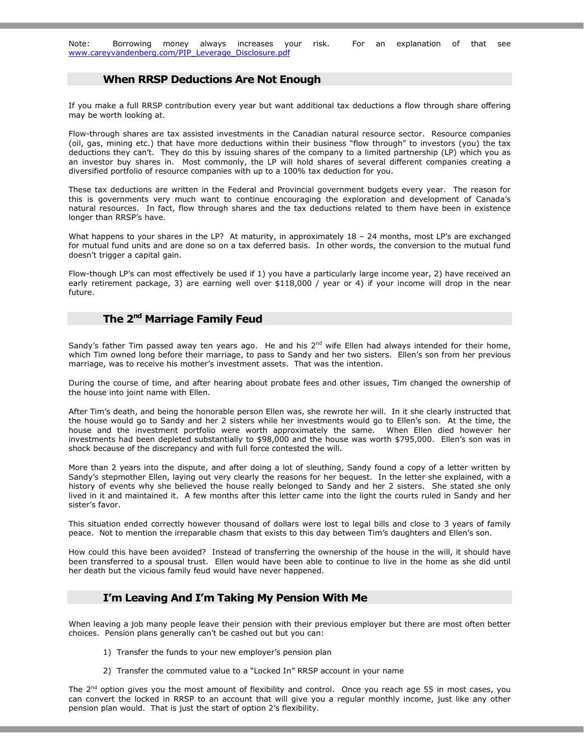Note: Borrowing money always increases your risk. For an explanation of that see [www.careyvandenberg.com/PIP_Leverage_Disclosure.pdf](www.careyvandenberg.com/PIP_Leverage_Disclosure.pdf)

## When RRSP Deductions Are Not Enough

If you make a full RRSP contribution every year but want additional tax deductions a flow through share offering may be worth looking at.

Flow-through shares are tax assisted investments in the Canadian natural resource sector. Resource companies (oil, gas, mining etc.) that have more deductions within their business "flow through" to investors (you) the tax deductions they can't. They do this by issuing shares of the company to a limited partnership (LP) which you as an investor buy shares in. Most commonly, the LP will hold shares of several different companies creating a diversified portfolio of resource companies with up to a 100% tax deduction for you.

These tax deductions are written in the Federal and Provincial government budgets every year. The reason for this is governments very much want to continue encouraging the exploration and development of Canada's natural resources. In fact, flow through shares and the tax deductions related to them have been in existence longer than RRSP's have.

What happens to your shares in the LP? At maturity, in approximately 18 – 24 months, most LP's are exchanged for mutual fund units and are done so on a tax deferred basis. In other words, the conversion to the mutual fund doesn't trigger a capital gain.

Flow-though LP's can most effectively be used if 1) you have a particularly large income year, 2) have received an early retirement package, 3) are earning well over $118,000 / year or 4) if your income will drop in the near future.

## The 2nd Marriage Family Feud

Sandy's father Tim passed away ten years ago. He and his 2nd wife Ellen had always intended for their home, which Tim owned long before their marriage, to pass to Sandy and her two sisters. Ellen's son from her previous marriage, was to receive his mother's investment assets. That was the intention.

During the course of time, and after hearing about probate fees and other issues, Tim changed the ownership of the house into joint name with Ellen.

After Tim's death, and being the honorable person Ellen was, she rewrote her will. In it she clearly instructed that the house would go to Sandy and her 2 sisters while her investments would go to Ellen's son. At the time, the house and the investment portfolio were worth approximately the same. When Ellen died however her investments had been depleted substantially to $98,000 and the house was worth $795,000. Ellen's son was in shock because of the discrepancy and with full force contested the will.

More than 2 years into the dispute, and after doing a lot of sleuthing, Sandy found a copy of a letter written by Sandy's stepmother Ellen, laying out very clearly the reasons for her bequest. In the letter she explained, with a history of events why she believed the house really belonged to Sandy and her 2 sisters. She stated she only lived in it and maintained it. A few months after this letter came into the light the courts ruled in Sandy and her sister's favor.

This situation ended correctly however thousand of dollars were lost to legal bills and close to 3 years of family peace. Not to mention the irreparable chasm that exists to this day between Tim's daughters and Ellen's son.

How could this have been avoided? Instead of transferring the ownership of the house in the will, it should have been transferred to a spousal trust. Ellen would have been able to continue to live in the home as she did until her death but the vicious family feud would have never happened.

## I'm Leaving And I'm Taking My Pension With Me

When leaving a job many people leave their pension with their previous employer but there are most often better choices. Pension plans generally can't be cashed out but you can:

1) Transfer the funds to your new employer's pension plan

2) Transfer the commuted value to a "Locked In" RRSP account in your name

The 2nd option gives you the most amount of flexibility and control. Once you reach age 55 in most cases, you can convert the locked in RRSP to an account that will give you a regular monthly income, just like any other pension plan would. That is just the start of option 2's flexibility.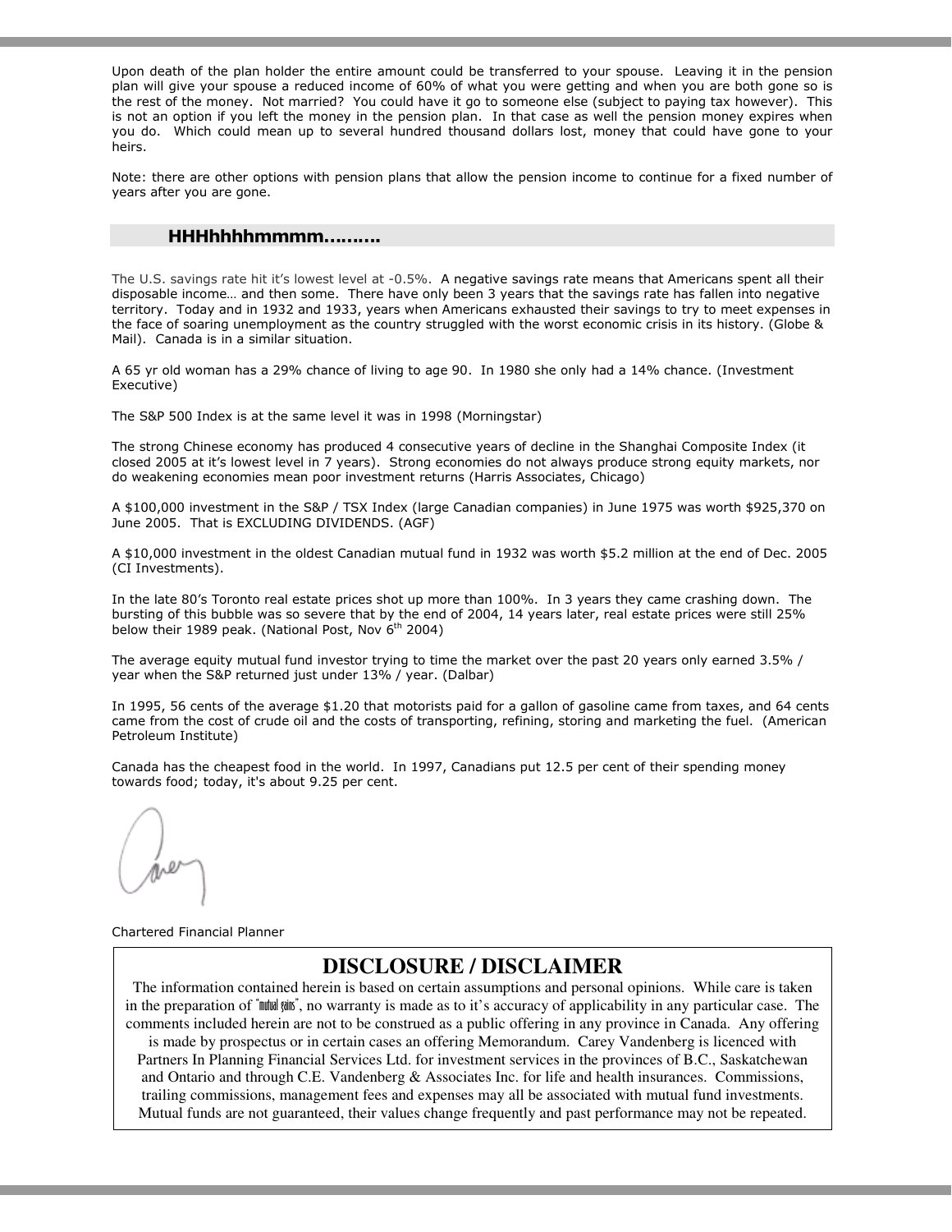Upon death of the plan holder the entire amount could be transferred to your spouse. Leaving it in the pension plan will give your spouse a reduced income of 60% of what you were getting and when you are both gone so is the rest of the money. Not married? You could have it go to someone else (subject to paying tax however). This is not an option if you left the money in the pension plan. In that case as well the pension money expires when you do. Which could mean up to several hundred thousand dollars lost, money that could have gone to your heirs.

Note: there are other options with pension plans that allow the pension income to continue for a fixed number of years after you are gone.

## HHHhhhhmmmm……….

The U.S. savings rate hit it's lowest level at -0.5%. A negative savings rate means that Americans spent all their disposable income… and then some. There have only been 3 years that the savings rate has fallen into negative territory. Today and in 1932 and 1933, years when Americans exhausted their savings to try to meet expenses in the face of soaring unemployment as the country struggled with the worst economic crisis in its history. (Globe & Mail). Canada is in a similar situation.

A 65 yr old woman has a 29% chance of living to age 90. In 1980 she only had a 14% chance. (Investment Executive)

The S&P 500 Index is at the same level it was in 1998 (Morningstar)

The strong Chinese economy has produced 4 consecutive years of decline in the Shanghai Composite Index (it closed 2005 at it's lowest level in 7 years). Strong economies do not always produce strong equity markets, nor do weakening economies mean poor investment returns (Harris Associates, Chicago)

A $100,000 investment in the S&P / TSX Index (large Canadian companies) in June 1975 was worth $925,370 on June 2005. That is EXCLUDING DIVIDENDS. (AGF)

A $10,000 investment in the oldest Canadian mutual fund in 1932 was worth $5.2 million at the end of Dec. 2005 (CI Investments).

In the late 80's Toronto real estate prices shot up more than 100%. In 3 years they came crashing down. The bursting of this bubble was so severe that by the end of 2004, 14 years later, real estate prices were still 25% below their 1989 peak. (National Post, Nov 6th 2004)

The average equity mutual fund investor trying to time the market over the past 20 years only earned 3.5% / year when the S&P returned just under 13% / year. (Dalbar)

In 1995, 56 cents of the average $1.20 that motorists paid for a gallon of gasoline came from taxes, and 64 cents came from the cost of crude oil and the costs of transporting, refining, storing and marketing the fuel. (American Petroleum Institute)

Canada has the cheapest food in the world. In 1997, Canadians put 12.5 per cent of their spending money towards food; today, it's about 9.25 per cent.

Carey

Chartered Financial Planner

## DISCLOSURE / DISCLAIMER

The information contained herein is based on certain assumptions and personal opinions. While care is taken in the preparation of "mutual gains", no warranty is made as to it's accuracy of applicability in any particular case. The comments included herein are not to be construed as a public offering in any province in Canada. Any offering is made by prospectus or in certain cases an offering Memorandum. Carey Vandenberg is licenced with Partners In Planning Financial Services Ltd. for investment services in the provinces of B.C., Saskatchewan and Ontario and through C.E. Vandenberg & Associates Inc. for life and health insurances. Commissions, trailing commissions, management fees and expenses may all be associated with mutual fund investments. Mutual funds are not guaranteed, their values change frequently and past performance may not be repeated.